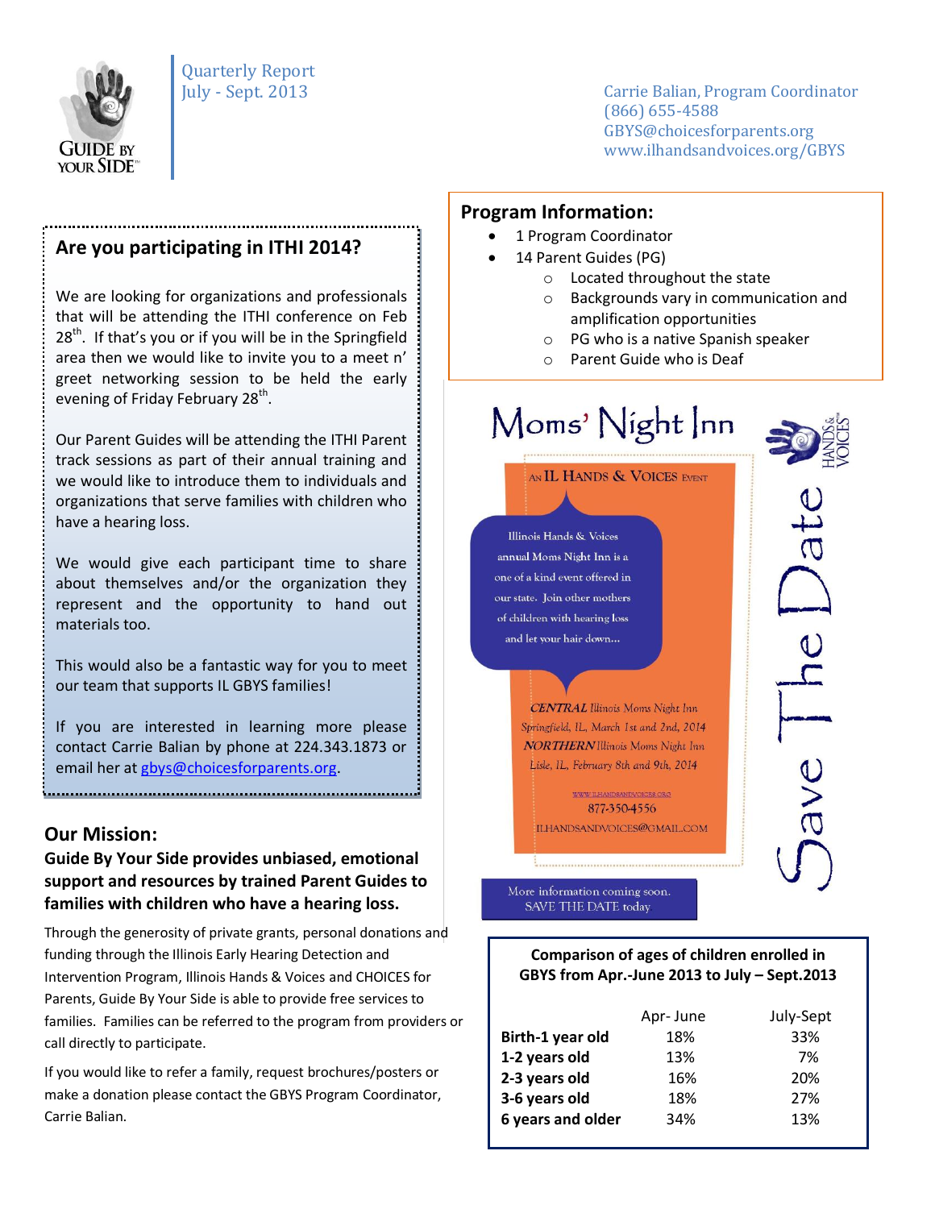GUIDE BY YOUR SIDE™

Quarterly Report
July - Sept. 2013

Carrie Balian, Program Coordinator
(866) 655-4588
GBYS@choicesforparents.org
www.ilhandsandvoices.org/GBYS

## Are you participating in ITHI 2014?

We are looking for organizations and professionals that will be attending the ITHI conference on Feb 28th. If that's you or if you will be in the Springfield area then we would like to invite you to a meet n' greet networking session to be held the early evening of Friday February 28th.

Our Parent Guides will be attending the ITHI Parent track sessions as part of their annual training and we would like to introduce them to individuals and organizations that serve families with children who have a hearing loss.

We would give each participant time to share about themselves and/or the organization they represent and the opportunity to hand out materials too.

This would also be a fantastic way for you to meet our team that supports IL GBYS families!

If you are interested in learning more please contact Carrie Balian by phone at 224.343.1873 or email her at gbys@choicesforparents.org.

## Our Mission:

**Guide By Your Side provides unbiased, emotional support and resources by trained Parent Guides to families with children who have a hearing loss.**

Through the generosity of private grants, personal donations and funding through the Illinois Early Hearing Detection and Intervention Program, Illinois Hands & Voices and CHOICES for Parents, Guide By Your Side is able to provide free services to families. Families can be referred to the program from providers or call directly to participate.

If you would like to refer a family, request brochures/posters or make a donation please contact the GBYS Program Coordinator, Carrie Balian.

## Program Information:

- 1 Program Coordinator
- 14 Parent Guides (PG)
  - Located throughout the state
  - Backgrounds vary in communication and amplification opportunities
  - PG who is a native Spanish speaker
  - Parent Guide who is Deaf

## Moms' Night Inn

AN IL HANDS & VOICES EVENT

HANDS & VOICES™

Save The Date

Illinois Hands & Voices annual Moms Night Inn is a one of a kind event offered in our state. Join other mothers of children with hearing loss and let your hair down...

*CENTRAL Illinois Moms Night Inn*
*Springfield, IL, March 1st and 2nd, 2014*
*NORTHERN Illinois Moms Night Inn*
*Lisle, IL, February 8th and 9th, 2014*

WWW.ILHANDSANDVOICES.ORG
877-350-4556
ILHANDSANDVOICES@GMAIL.COM

More information coming soon.
SAVE THE DATE today

**Comparison of ages of children enrolled in GBYS from Apr.-June 2013 to July – Sept.2013**

| | Apr- June | July-Sept |
|---|---|---|
| **Birth-1 year old** | 18% | 33% |
| **1-2 years old** | 13% | 7% |
| **2-3 years old** | 16% | 20% |
| **3-6 years old** | 18% | 27% |
| **6 years and older** | 34% | 13% |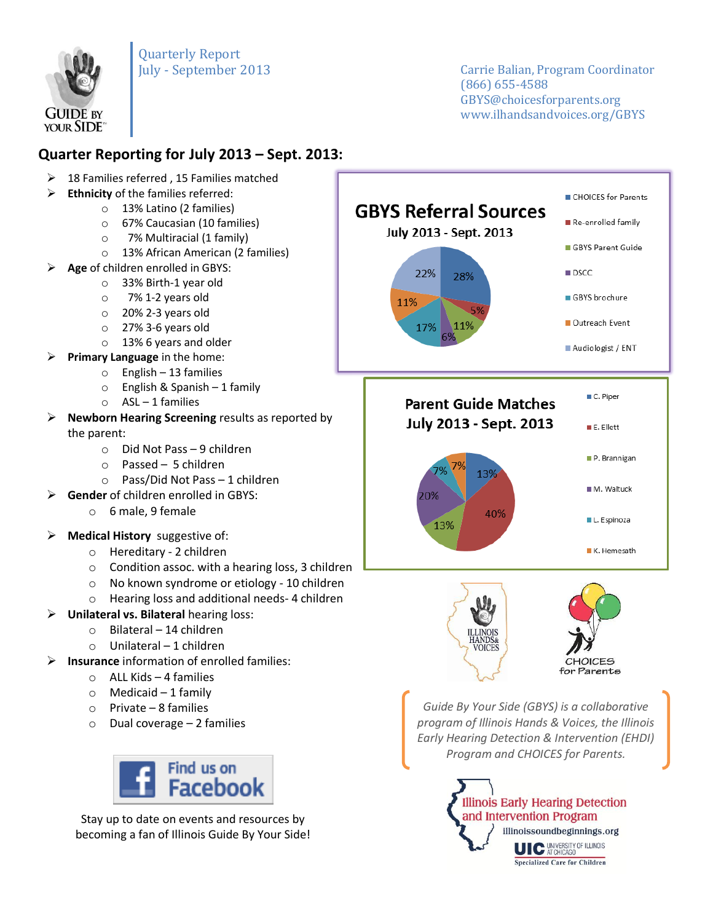GUIDE BY YOUR SIDE

Quarterly Report
July - September 2013

Carrie Balian, Program Coordinator
(866) 655-4588
GBYS@choicesforparents.org
www.ilhandsandvoices.org/GBYS

## Quarter Reporting for July 2013 – Sept. 2013:

- 18 Families referred , 15 Families matched
- **Ethnicity** of the families referred:
  - 13% Latino (2 families)
  - 67% Caucasian (10 families)
  - 7% Multiracial (1 family)
  - 13% African American (2 families)
- **Age** of children enrolled in GBYS:
  - 33% Birth-1 year old
  - 7% 1-2 years old
  - 20% 2-3 years old
  - 27% 3-6 years old
  - 13% 6 years and older
- **Primary Language** in the home:
  - English – 13 families
  - English & Spanish – 1 family
  - ASL – 1 families
- **Newborn Hearing Screening** results as reported by the parent:
  - Did Not Pass – 9 children
  - Passed – 5 children
  - Pass/Did Not Pass – 1 children
- **Gender** of children enrolled in GBYS:
  - 6 male, 9 female
- **Medical History** suggestive of:
  - Hereditary - 2 children
  - Condition assoc. with a hearing loss, 3 children
  - No known syndrome or etiology - 10 children
  - Hearing loss and additional needs- 4 children
- **Unilateral vs. Bilateral** hearing loss:
  - Bilateral – 14 children
  - Unilateral – 1 children
- **Insurance** information of enrolled families:
  - ALL Kids – 4 families
  - Medicaid – 1 family
  - Private – 8 families
  - Dual coverage – 2 families

Find us on Facebook

Stay up to date on events and resources by becoming a fan of Illinois Guide By Your Side!

**GBYS Referral Sources**
July 2013 - Sept. 2013

28%
5%
11%
6%
17%
11%
22%

CHOICES for Parents
Re-enrolled family
GBYS Parent Guide
DSCC
GBYS brochure
Outreach Event
Audiologist / ENT

**Parent Guide Matches**
July 2013 - Sept. 2013

13%
40%
13%
20%
7%
7%

C. Piper
E. Ellett
P. Brannigan
M. Waltuck
L. Espinoza
K. Hemesath

ILLINOIS HANDS & VOICES

CHOICES for Parents

*Guide By Your Side (GBYS) is a collaborative program of Illinois Hands & Voices, the Illinois Early Hearing Detection & Intervention (EHDI) Program and CHOICES for Parents.*

Illinois Early Hearing Detection and Intervention Program
illinoissoundbeginnings.org
UIC University of Illinois at Chicago
Specialized Care for Children